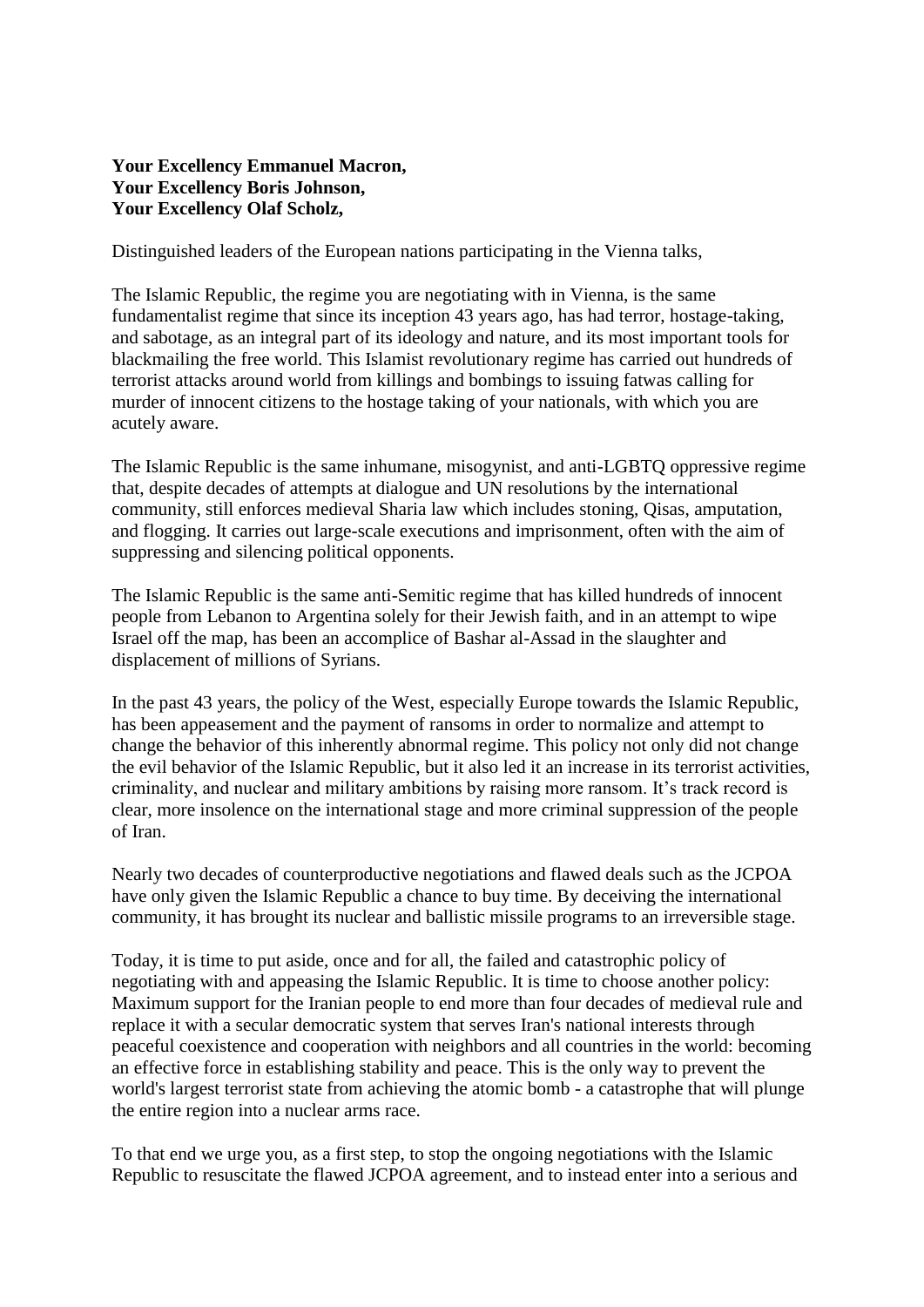**Your Excellency Emmanuel Macron,**
**Your Excellency Boris Johnson,**
**Your Excellency Olaf Scholz,**

Distinguished leaders of the European nations participating in the Vienna talks,

The Islamic Republic, the regime you are negotiating with in Vienna, is the same fundamentalist regime that since its inception 43 years ago, has had terror, hostage-taking, and sabotage, as an integral part of its ideology and nature, and its most important tools for blackmailing the free world. This Islamist revolutionary regime has carried out hundreds of terrorist attacks around world from killings and bombings to issuing fatwas calling for murder of innocent citizens to the hostage taking of your nationals, with which you are acutely aware.

The Islamic Republic is the same inhumane, misogynist, and anti-LGBTQ oppressive regime that, despite decades of attempts at dialogue and UN resolutions by the international community, still enforces medieval Sharia law which includes stoning, Qisas, amputation, and flogging. It carries out large-scale executions and imprisonment, often with the aim of suppressing and silencing political opponents.

The Islamic Republic is the same anti-Semitic regime that has killed hundreds of innocent people from Lebanon to Argentina solely for their Jewish faith, and in an attempt to wipe Israel off the map, has been an accomplice of Bashar al-Assad in the slaughter and displacement of millions of Syrians.

In the past 43 years, the policy of the West, especially Europe towards the Islamic Republic, has been appeasement and the payment of ransoms in order to normalize and attempt to change the behavior of this inherently abnormal regime. This policy not only did not change the evil behavior of the Islamic Republic, but it also led it an increase in its terrorist activities, criminality, and nuclear and military ambitions by raising more ransom. It's track record is clear, more insolence on the international stage and more criminal suppression of the people of Iran.

Nearly two decades of counterproductive negotiations and flawed deals such as the JCPOA have only given the Islamic Republic a chance to buy time. By deceiving the international community, it has brought its nuclear and ballistic missile programs to an irreversible stage.

Today, it is time to put aside, once and for all, the failed and catastrophic policy of negotiating with and appeasing the Islamic Republic. It is time to choose another policy: Maximum support for the Iranian people to end more than four decades of medieval rule and replace it with a secular democratic system that serves Iran's national interests through peaceful coexistence and cooperation with neighbors and all countries in the world: becoming an effective force in establishing stability and peace. This is the only way to prevent the world's largest terrorist state from achieving the atomic bomb - a catastrophe that will plunge the entire region into a nuclear arms race.

To that end we urge you, as a first step, to stop the ongoing negotiations with the Islamic Republic to resuscitate the flawed JCPOA agreement, and to instead enter into a serious and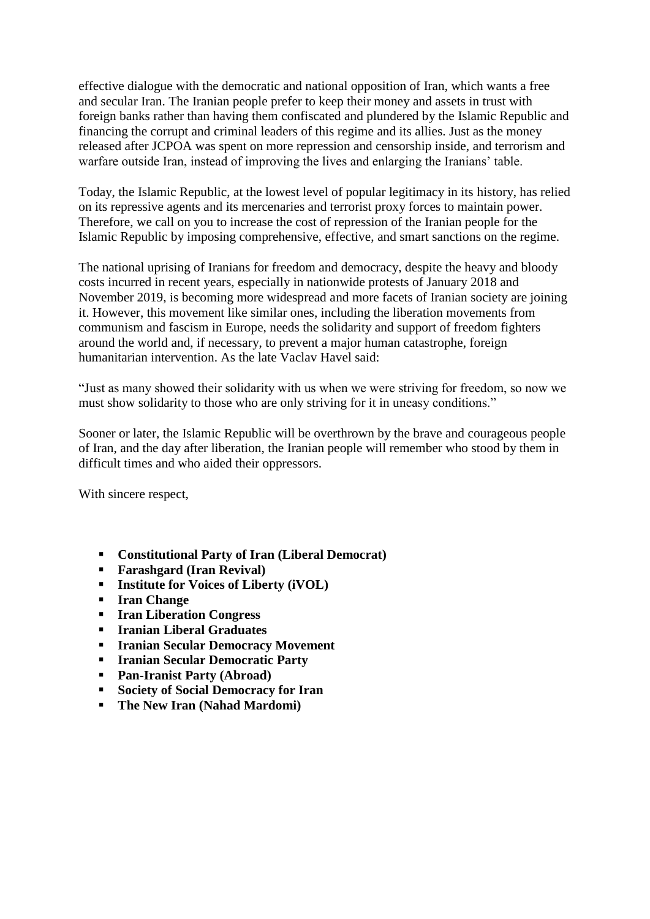effective dialogue with the democratic and national opposition of Iran, which wants a free and secular Iran. The Iranian people prefer to keep their money and assets in trust with foreign banks rather than having them confiscated and plundered by the Islamic Republic and financing the corrupt and criminal leaders of this regime and its allies. Just as the money released after JCPOA was spent on more repression and censorship inside, and terrorism and warfare outside Iran, instead of improving the lives and enlarging the Iranians' table.

Today, the Islamic Republic, at the lowest level of popular legitimacy in its history, has relied on its repressive agents and its mercenaries and terrorist proxy forces to maintain power. Therefore, we call on you to increase the cost of repression of the Iranian people for the Islamic Republic by imposing comprehensive, effective, and smart sanctions on the regime.

The national uprising of Iranians for freedom and democracy, despite the heavy and bloody costs incurred in recent years, especially in nationwide protests of January 2018 and November 2019, is becoming more widespread and more facets of Iranian society are joining it. However, this movement like similar ones, including the liberation movements from communism and fascism in Europe, needs the solidarity and support of freedom fighters around the world and, if necessary, to prevent a major human catastrophe, foreign humanitarian intervention. As the late Vaclav Havel said:

"Just as many showed their solidarity with us when we were striving for freedom, so now we must show solidarity to those who are only striving for it in uneasy conditions."

Sooner or later, the Islamic Republic will be overthrown by the brave and courageous people of Iran, and the day after liberation, the Iranian people will remember who stood by them in difficult times and who aided their oppressors.

With sincere respect,

- **Constitutional Party of Iran (Liberal Democrat)**
- **Farashgard (Iran Revival)**
- **Institute for Voices of Liberty (iVOL)**
- **Iran Change**
- **Iran Liberation Congress**
- **Iranian Liberal Graduates**
- **Iranian Secular Democracy Movement**
- **Iranian Secular Democratic Party**
- **Pan-Iranist Party (Abroad)**
- **Society of Social Democracy for Iran**
- **The New Iran (Nahad Mardomi)**